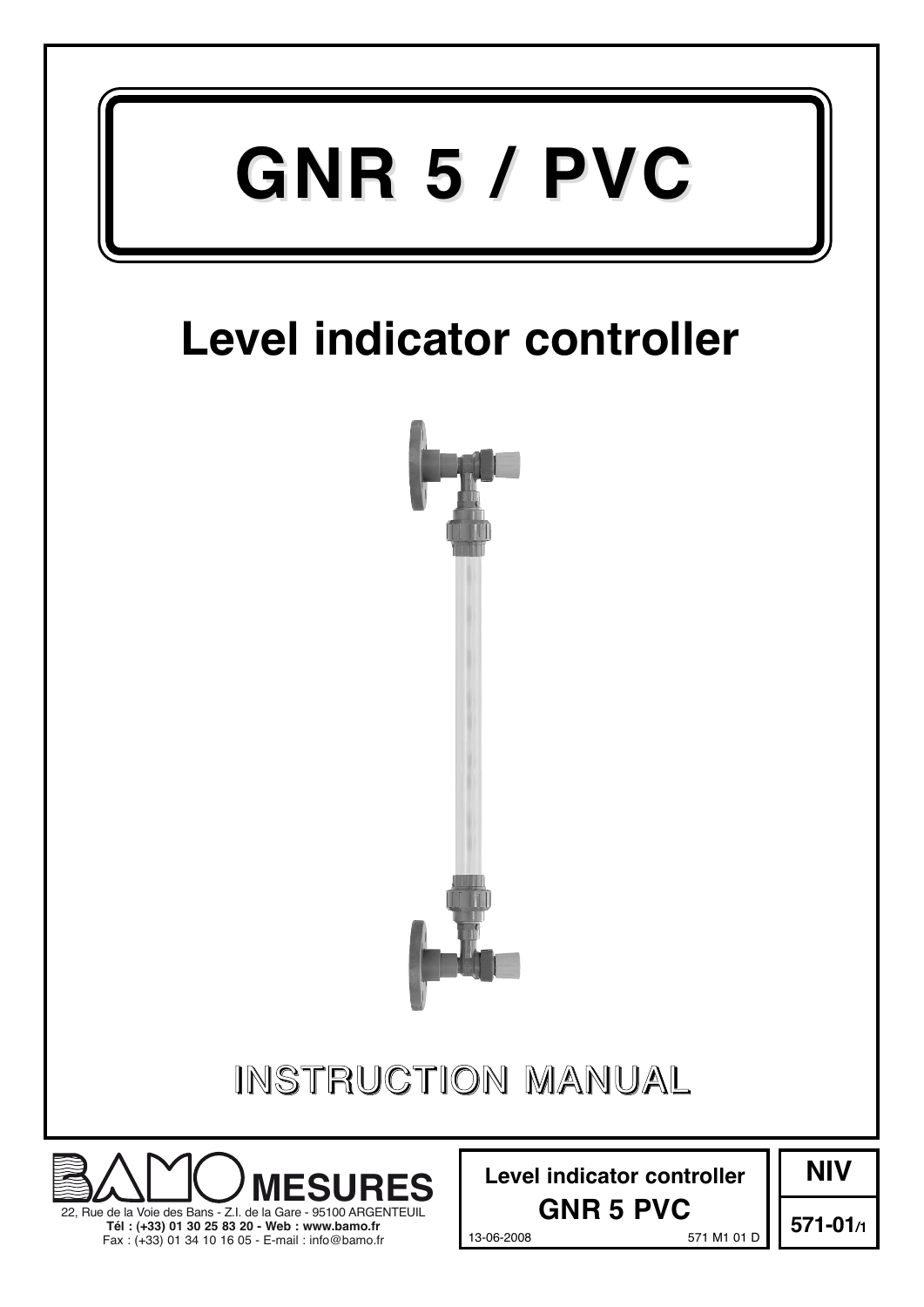# GNR 5 / PVC

## Level indicator controller

INSTRUCTION MANUAL

**MESURES**

22, Rue de la Voie des Bans - Z.I. de la Gare - 95100 ARGENTEUIL
**Tél : (+33) 01 30 25 83 20 - Web : www.bamo.fr**
Fax : (+33) 01 34 10 16 05 - E-mail : info@bamo.fr

**Level indicator controller**
**GNR 5 PVC**
13-06-2008 571 M1 01 D

**NIV**
**571-01/1**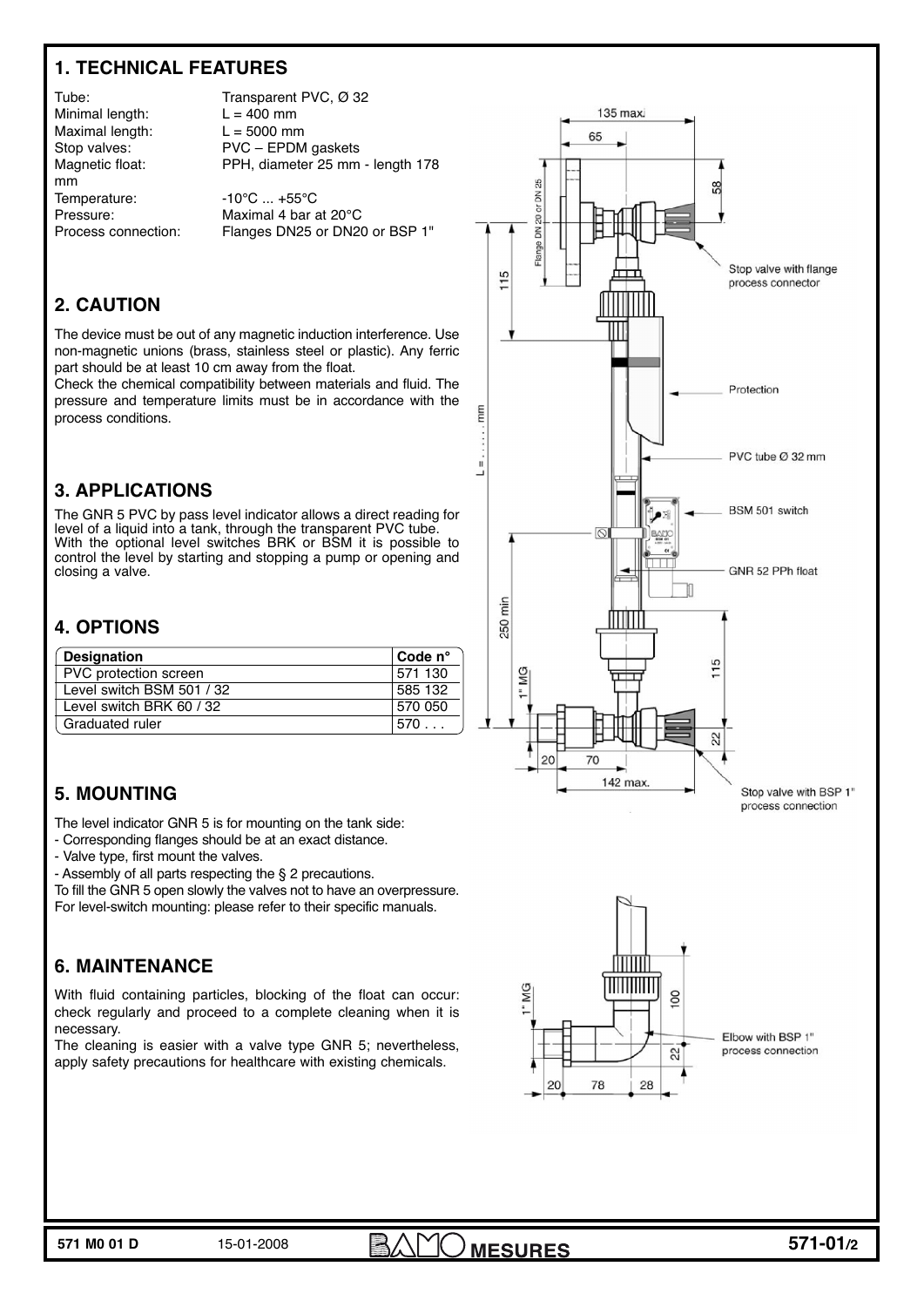## 1. TECHNICAL FEATURES

| | |
|---|---|
| Tube: | Transparent PVC, Ø 32 |
| Minimal length: | L = 400 mm |
| Maximal length: | L = 5000 mm |
| Stop valves: | PVC – EPDM gaskets |
| Magnetic float: | PPH, diameter 25 mm - length 178 mm |
| Temperature: | -10°C ... +55°C |
| Pressure: | Maximal 4 bar at 20°C |
| Process connection: | Flanges DN25 or DN20 or BSP 1" |

## 2. CAUTION

The device must be out of any magnetic induction interference. Use non-magnetic unions (brass, stainless steel or plastic). Any ferric part should be at least 10 cm away from the float.
Check the chemical compatibility between materials and fluid. The pressure and temperature limits must be in accordance with the process conditions.

## 3. APPLICATIONS

The GNR 5 PVC by pass level indicator allows a direct reading for level of a liquid into a tank, through the transparent PVC tube.
With the optional level switches BRK or BSM it is possible to control the level by starting and stopping a pump or opening and closing a valve.

## 4. OPTIONS

| Designation | Code n° |
|---|---|
| PVC protection screen | 571 130 |
| Level switch BSM 501 / 32 | 585 132 |
| Level switch BRK 60 / 32 | 570 050 |
| Graduated ruler | 570 . . . |

## 5. MOUNTING

The level indicator GNR 5 is for mounting on the tank side:
- Corresponding flanges should be at an exact distance.
- Valve type, first mount the valves.
- Assembly of all parts respecting the § 2 precautions.

To fill the GNR 5 open slowly the valves not to have an overpressure.
For level-switch mounting: please refer to their specific manuals.

## 6. MAINTENANCE

With fluid containing particles, blocking of the float can occur: check regularly and proceed to a complete cleaning when it is necessary.
The cleaning is easier with a valve type GNR 5; nevertheless, apply safety precautions for healthcare with existing chemicals.

135 max.
65
58
Flange DN 20 or DN 25
Stop valve with flange process connector
115
Protection
L = . . . . . mm
PVC tube Ø 32 mm
BSM 501 switch
GNR 52 PPh float
250 min
1" MG
115
22
20
70
142 max.
Stop valve with BSP 1" process connection

1" MG
100
22
20
78
28
Elbow with BSP 1" process connection